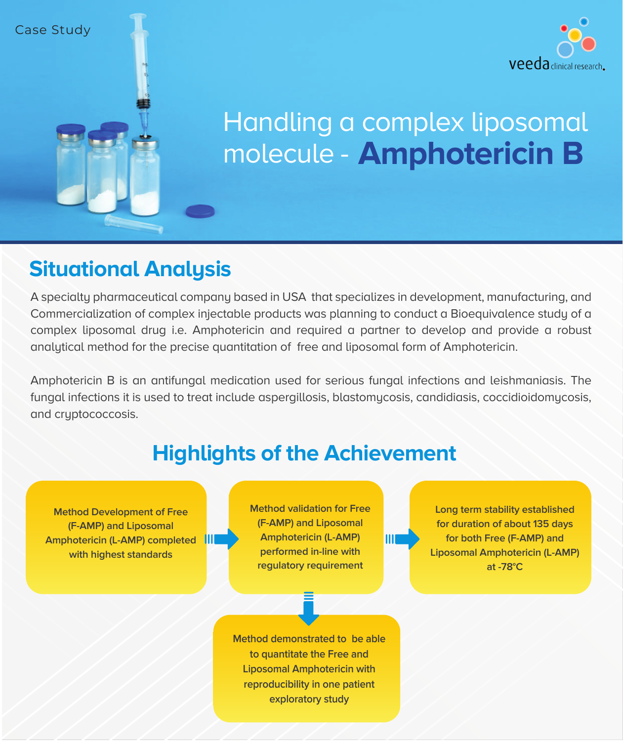Case Study

veeda clinical research

# Handling a complex liposomal molecule - **Amphotericin B**

## Situational Analysis

A specialty pharmaceutical company based in USA that specializes in development, manufacturing, and Commercialization of complex injectable products was planning to conduct a Bioequivalence study of a complex liposomal drug i.e. Amphotericin and required a partner to develop and provide a robust analytical method for the precise quantitation of free and liposomal form of Amphotericin.

Amphotericin B is an antifungal medication used for serious fungal infections and leishmaniasis. The fungal infections it is used to treat include aspergillosis, blastomycosis, candidiasis, coccidioidomycosis, and cryptococcosis.

## Highlights of the Achievement

- **Method Development of Free (F-AMP) and Liposomal Amphotericin (L-AMP) completed with highest standards**
- **Method validation for Free (F-AMP) and Liposomal Amphotericin (L-AMP) performed in-line with regulatory requirement**
- **Long term stability established for duration of about 135 days for both Free (F-AMP) and Liposomal Amphotericin (L-AMP) at -78°C**
- **Method demonstrated to be able to quantitate the Free and Liposomal Amphotericin with reproducibility in one patient exploratory study**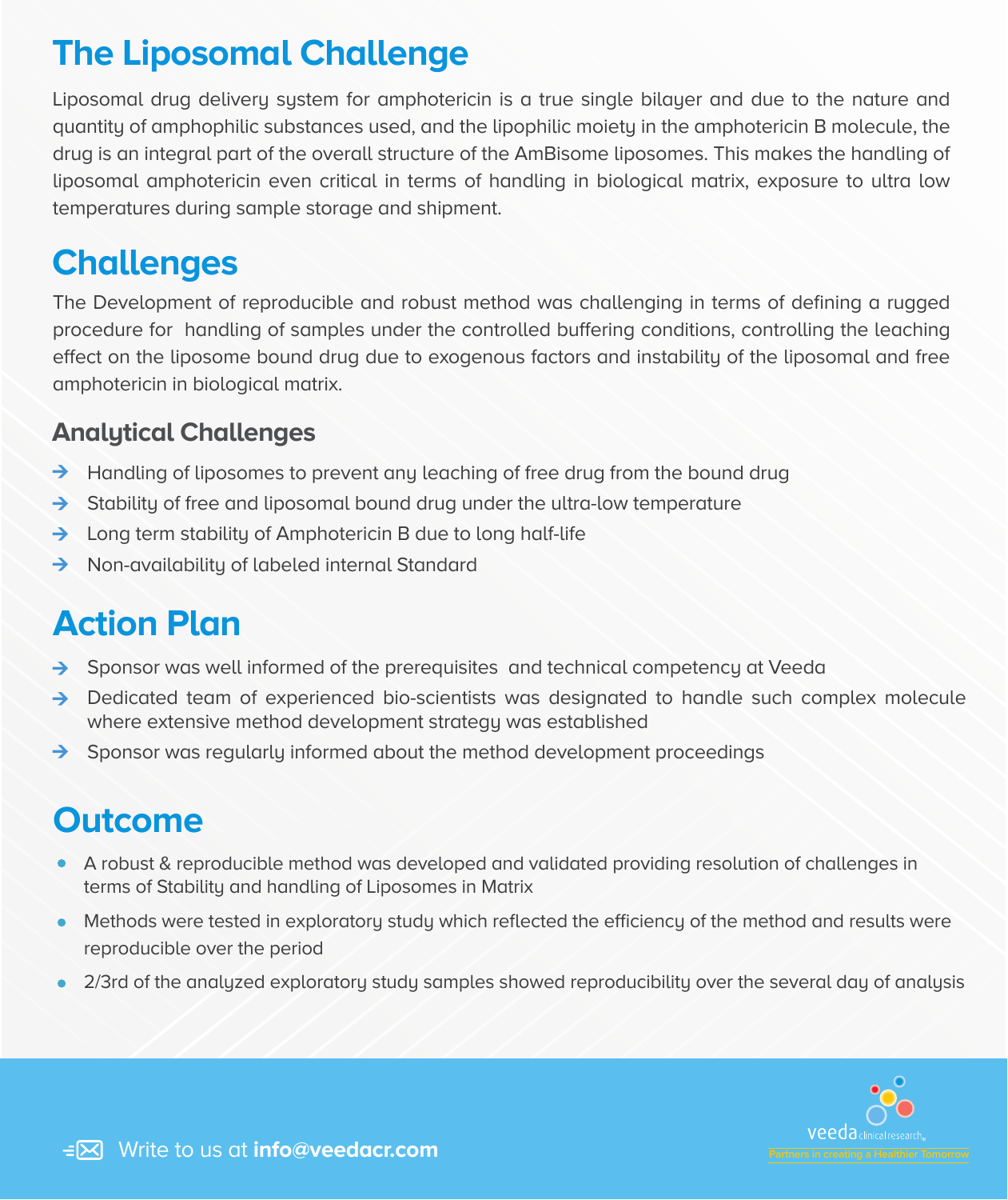# The Liposomal Challenge

Liposomal drug delivery system for amphotericin is a true single bilayer and due to the nature and quantity of amphophilic substances used, and the lipophilic moiety in the amphotericin B molecule, the drug is an integral part of the overall structure of the AmBisome liposomes. This makes the handling of liposomal amphotericin even critical in terms of handling in biological matrix, exposure to ultra low temperatures during sample storage and shipment.

# Challenges

The Development of reproducible and robust method was challenging in terms of defining a rugged procedure for handling of samples under the controlled buffering conditions, controlling the leaching effect on the liposome bound drug due to exogenous factors and instability of the liposomal and free amphotericin in biological matrix.

### Analytical Challenges

- Handling of liposomes to prevent any leaching of free drug from the bound drug
- Stability of free and liposomal bound drug under the ultra-low temperature
- Long term stability of Amphotericin B due to long half-life
- Non-availability of labeled internal Standard

# Action Plan

- Sponsor was well informed of the prerequisites and technical competency at Veeda
- Dedicated team of experienced bio-scientists was designated to handle such complex molecule where extensive method development strategy was established
- Sponsor was regularly informed about the method development proceedings

# Outcome

- A robust & reproducible method was developed and validated providing resolution of challenges in terms of Stability and handling of Liposomes in Matrix
- Methods were tested in exploratory study which reflected the efficiency of the method and results were reproducible over the period
- 2/3rd of the analyzed exploratory study samples showed reproducibility over the several day of analysis

Write to us at **info@veedacr.com**

veeda clinical research

Partners in creating a Healthier Tomorrow